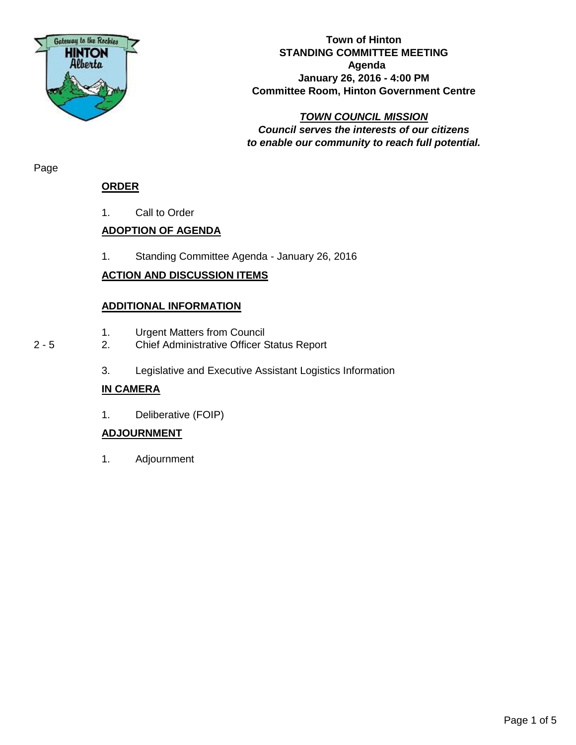**Town of Hinton**
**STANDING COMMITTEE MEETING**
**Agenda**
**January 26, 2016 - 4:00 PM**
**Committee Room, Hinton Government Centre**

***TOWN COUNCIL MISSION***
***Council serves the interests of our citizens to enable our community to reach full potential.***

Page

## ORDER

1. Call to Order

## ADOPTION OF AGENDA

1. Standing Committee Agenda - January 26, 2016

## ACTION AND DISCUSSION ITEMS

## ADDITIONAL INFORMATION

1. Urgent Matters from Council

2 - 5 — 2. Chief Administrative Officer Status Report

3. Legislative and Executive Assistant Logistics Information

## IN CAMERA

1. Deliberative (FOIP)

## ADJOURNMENT

1. Adjournment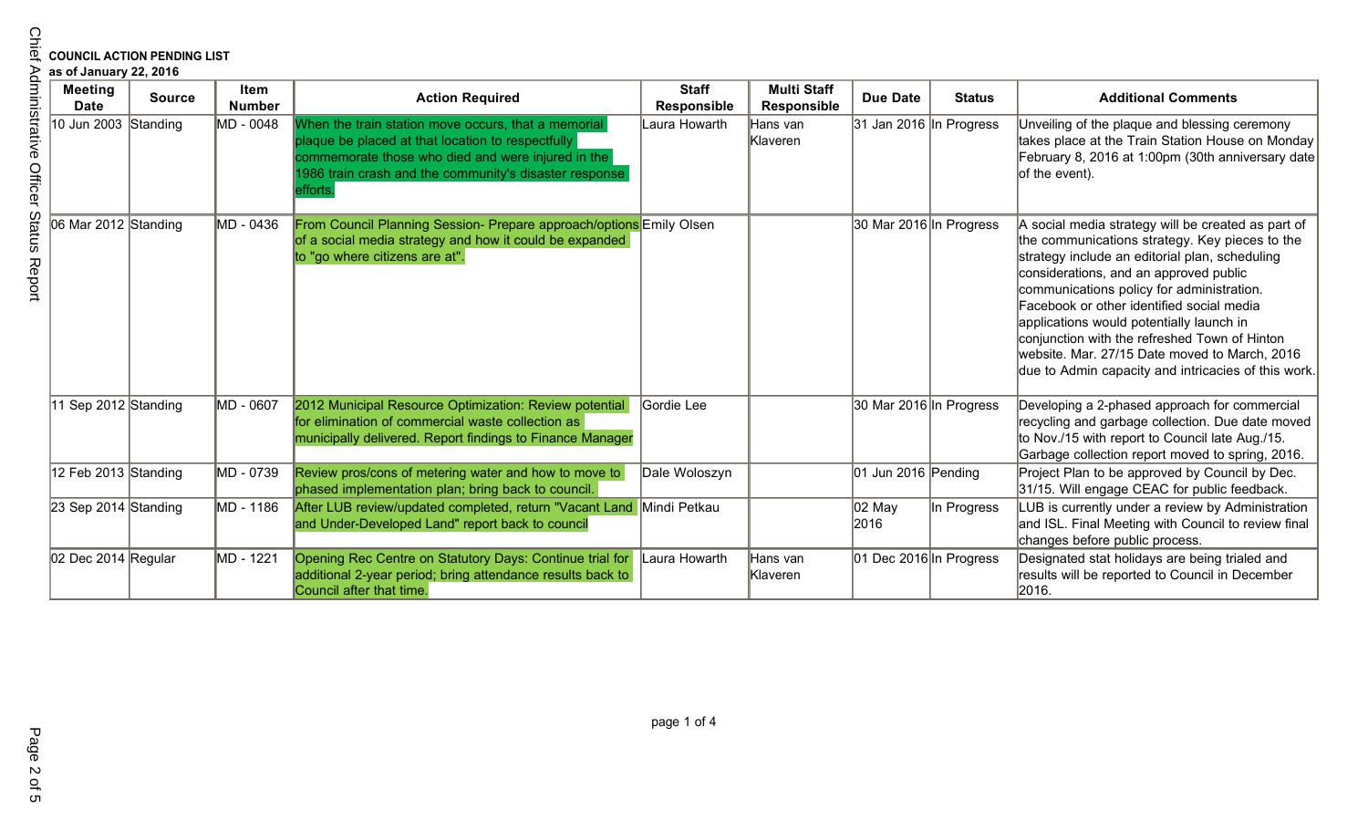**COUNCIL ACTION PENDING LIST**
**as of January 22, 2016**

| Meeting Date | Source | Item Number | Action Required | Staff Responsible | Multi Staff Responsible | Due Date | Status | Additional Comments |
|---|---|---|---|---|---|---|---|---|
| 10 Jun 2003 | Standing | MD - 0048 | When the train station move occurs, that a memorial plaque be placed at that location to respectfully commemorate those who died and were injured in the 1986 train crash and the community's disaster response efforts. | Laura Howarth | Hans van Klaveren | 31 Jan 2016 | In Progress | Unveiling of the plaque and blessing ceremony takes place at the Train Station House on Monday February 8, 2016 at 1:00pm (30th anniversary date of the event). |
| 06 Mar 2012 | Standing | MD - 0436 | From Council Planning Session- Prepare approach/options of a social media strategy and how it could be expanded to "go where citizens are at". | Emily Olsen | | 30 Mar 2016 | In Progress | A social media strategy will be created as part of the communications strategy. Key pieces to the strategy include an editorial plan, scheduling considerations, and an approved public communications policy for administration. Facebook or other identified social media applications would potentially launch in conjunction with the refreshed Town of Hinton website. Mar. 27/15 Date moved to March, 2016 due to Admin capacity and intricacies of this work. |
| 11 Sep 2012 | Standing | MD - 0607 | 2012 Municipal Resource Optimization: Review potential for elimination of commercial waste collection as municipally delivered. Report findings to Finance Manager | Gordie Lee | | 30 Mar 2016 | In Progress | Developing a 2-phased approach for commercial recycling and garbage collection. Due date moved to Nov./15 with report to Council late Aug./15. Garbage collection report moved to spring, 2016. |
| 12 Feb 2013 | Standing | MD - 0739 | Review pros/cons of metering water and how to move to phased implementation plan; bring back to council. | Dale Woloszyn | | 01 Jun 2016 | Pending | Project Plan to be approved by Council by Dec. 31/15. Will engage CEAC for public feedback. |
| 23 Sep 2014 | Standing | MD - 1186 | After LUB review/updated completed, return "Vacant Land and Under-Developed Land" report back to council | Mindi Petkau | | 02 May 2016 | In Progress | LUB is currently under a review by Administration and ISL. Final Meeting with Council to review final changes before public process. |
| 02 Dec 2014 | Regular | MD - 1221 | Opening Rec Centre on Statutory Days: Continue trial for additional 2-year period; bring attendance results back to Council after that time. | Laura Howarth | Hans van Klaveren | 01 Dec 2016 | In Progress | Designated stat holidays are being trialed and results will be reported to Council in December 2016. |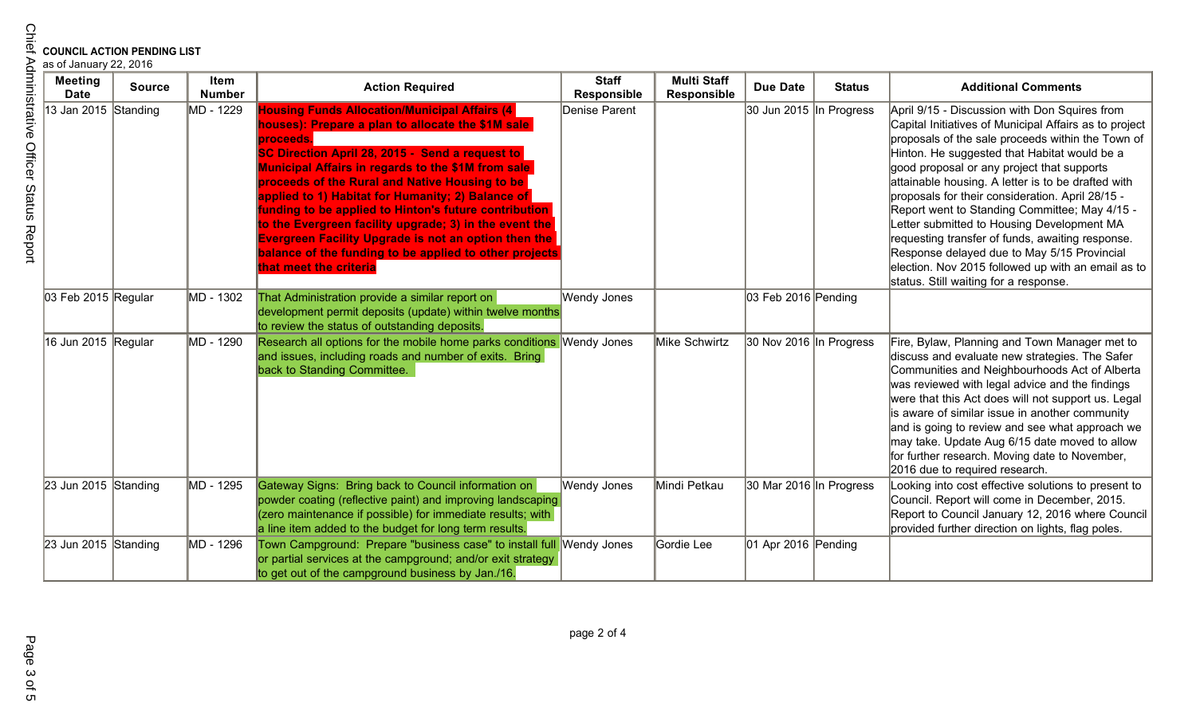**COUNCIL ACTION PENDING LIST**
as of January 22, 2016

| Meeting Date | Source | Item Number | Action Required | Staff Responsible | Multi Staff Responsible | Due Date | Status | Additional Comments |
|---|---|---|---|---|---|---|---|---|
| 13 Jan 2015 | Standing | MD - 1229 | **Housing Funds Allocation/Municipal Affairs (4 houses): Prepare a plan to allocate the $1M sale proceeds. SC Direction April 28, 2015 - Send a request to Municipal Affairs in regards to the $1M from sale proceeds of the Rural and Native Housing to be applied to 1) Habitat for Humanity; 2) Balance of funding to be applied to Hinton's future contribution to the Evergreen facility upgrade; 3) in the event the Evergreen Facility Upgrade is not an option then the balance of the funding to be applied to other projects that meet the criteria** | Denise Parent | | 30 Jun 2015 | In Progress | April 9/15 - Discussion with Don Squires from Capital Initiatives of Municipal Affairs as to project proposals of the sale proceeds within the Town of Hinton. He suggested that Habitat would be a good proposal or any project that supports attainable housing. A letter is to be drafted with proposals for their consideration. April 28/15 - Report went to Standing Committee; May 4/15 - Letter submitted to Housing Development MA requesting transfer of funds, awaiting response. Response delayed due to May 5/15 Provincial election. Nov 2015 followed up with an email as to status. Still waiting for a response. |
| 03 Feb 2015 | Regular | MD - 1302 | That Administration provide a similar report on development permit deposits (update) within twelve months to review the status of outstanding deposits. | Wendy Jones | | 03 Feb 2016 | Pending | |
| 16 Jun 2015 | Regular | MD - 1290 | Research all options for the mobile home parks conditions and issues, including roads and number of exits. Bring back to Standing Committee. | Wendy Jones | Mike Schwirtz | 30 Nov 2016 | In Progress | Fire, Bylaw, Planning and Town Manager met to discuss and evaluate new strategies. The Safer Communities and Neighbourhoods Act of Alberta was reviewed with legal advice and the findings were that this Act does will not support us. Legal is aware of similar issue in another community and is going to review and see what approach we may take. Update Aug 6/15 date moved to allow for further research. Moving date to November, 2016 due to required research. |
| 23 Jun 2015 | Standing | MD - 1295 | Gateway Signs: Bring back to Council information on powder coating (reflective paint) and improving landscaping (zero maintenance if possible) for immediate results; with a line item added to the budget for long term results. | Wendy Jones | Mindi Petkau | 30 Mar 2016 | In Progress | Looking into cost effective solutions to present to Council. Report will come in December, 2015. Report to Council January 12, 2016 where Council provided further direction on lights, flag poles. |
| 23 Jun 2015 | Standing | MD - 1296 | Town Campground: Prepare "business case" to install full or partial services at the campground; and/or exit strategy to get out of the campground business by Jan./16. | Wendy Jones | Gordie Lee | 01 Apr 2016 | Pending | |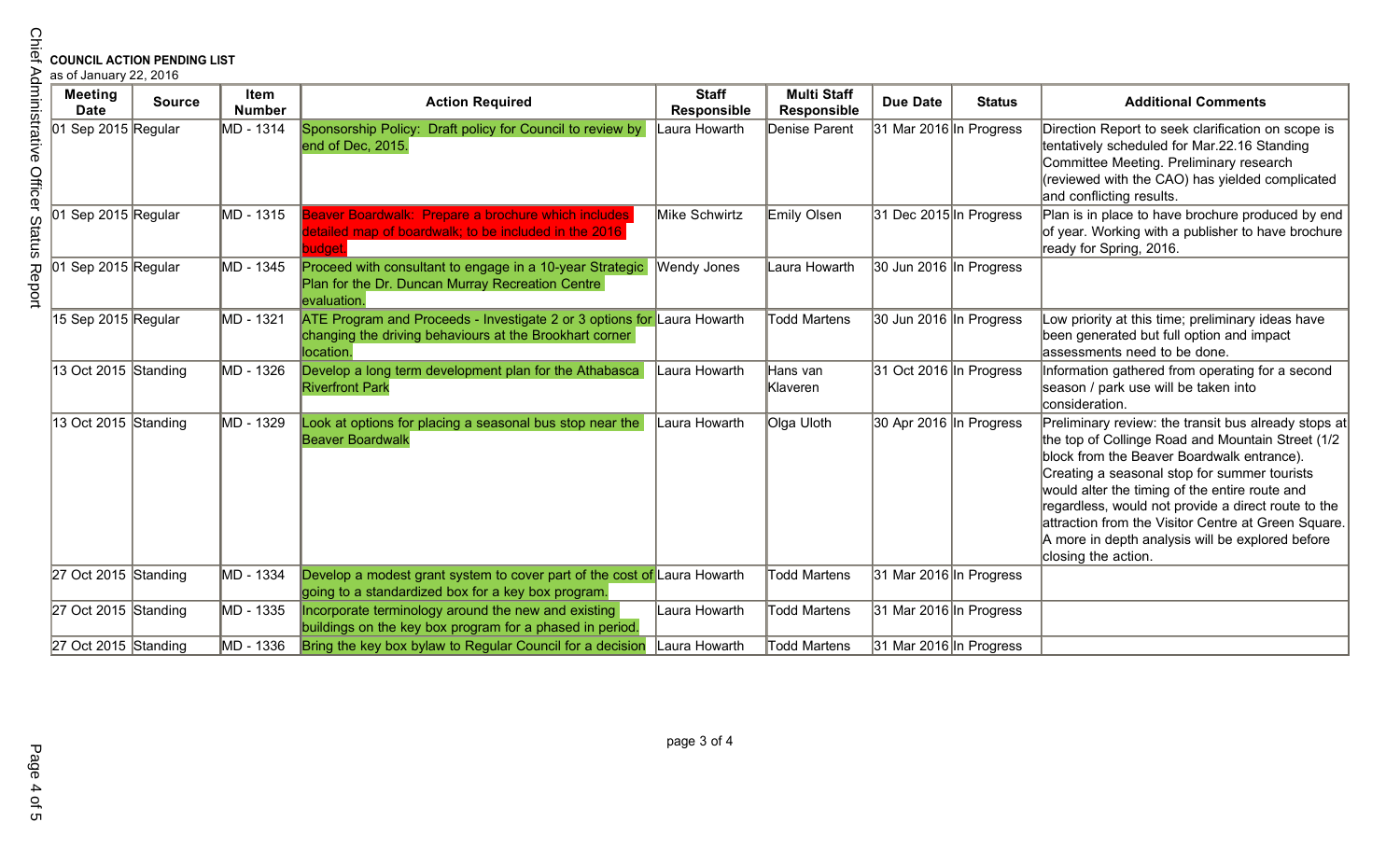**COUNCIL ACTION PENDING LIST**
as of January 22, 2016

| Meeting Date | Source | Item Number | Action Required | Staff Responsible | Multi Staff Responsible | Due Date | Status | Additional Comments |
|---|---|---|---|---|---|---|---|---|
| 01 Sep 2015 | Regular | MD - 1314 | Sponsorship Policy: Draft policy for Council to review by end of Dec, 2015. | Laura Howarth | Denise Parent | 31 Mar 2016 | In Progress | Direction Report to seek clarification on scope is tentatively scheduled for Mar.22.16 Standing Committee Meeting. Preliminary research (reviewed with the CAO) has yielded complicated and conflicting results. |
| 01 Sep 2015 | Regular | MD - 1315 | Beaver Boardwalk: Prepare a brochure which includes detailed map of boardwalk; to be included in the 2016 budget. | Mike Schwirtz | Emily Olsen | 31 Dec 2015 | In Progress | Plan is in place to have brochure produced by end of year. Working with a publisher to have brochure ready for Spring, 2016. |
| 01 Sep 2015 | Regular | MD - 1345 | Proceed with consultant to engage in a 10-year Strategic Plan for the Dr. Duncan Murray Recreation Centre evaluation. | Wendy Jones | Laura Howarth | 30 Jun 2016 | In Progress | |
| 15 Sep 2015 | Regular | MD - 1321 | ATE Program and Proceeds - Investigate 2 or 3 options for changing the driving behaviours at the Brookhart corner location. | Laura Howarth | Todd Martens | 30 Jun 2016 | In Progress | Low priority at this time; preliminary ideas have been generated but full option and impact assessments need to be done. |
| 13 Oct 2015 | Standing | MD - 1326 | Develop a long term development plan for the Athabasca Riverfront Park | Laura Howarth | Hans van Klaveren | 31 Oct 2016 | In Progress | Information gathered from operating for a second season / park use will be taken into consideration. |
| 13 Oct 2015 | Standing | MD - 1329 | Look at options for placing a seasonal bus stop near the Beaver Boardwalk | Laura Howarth | Olga Uloth | 30 Apr 2016 | In Progress | Preliminary review: the transit bus already stops at the top of Collinge Road and Mountain Street (1/2 block from the Beaver Boardwalk entrance). Creating a seasonal stop for summer tourists would alter the timing of the entire route and regardless, would not provide a direct route to the attraction from the Visitor Centre at Green Square. A more in depth analysis will be explored before closing the action. |
| 27 Oct 2015 | Standing | MD - 1334 | Develop a modest grant system to cover part of the cost of going to a standardized box for a key box program. | Laura Howarth | Todd Martens | 31 Mar 2016 | In Progress | |
| 27 Oct 2015 | Standing | MD - 1335 | Incorporate terminology around the new and existing buildings on the key box program for a phased in period. | Laura Howarth | Todd Martens | 31 Mar 2016 | In Progress | |
| 27 Oct 2015 | Standing | MD - 1336 | Bring the key box bylaw to Regular Council for a decision | Laura Howarth | Todd Martens | 31 Mar 2016 | In Progress | |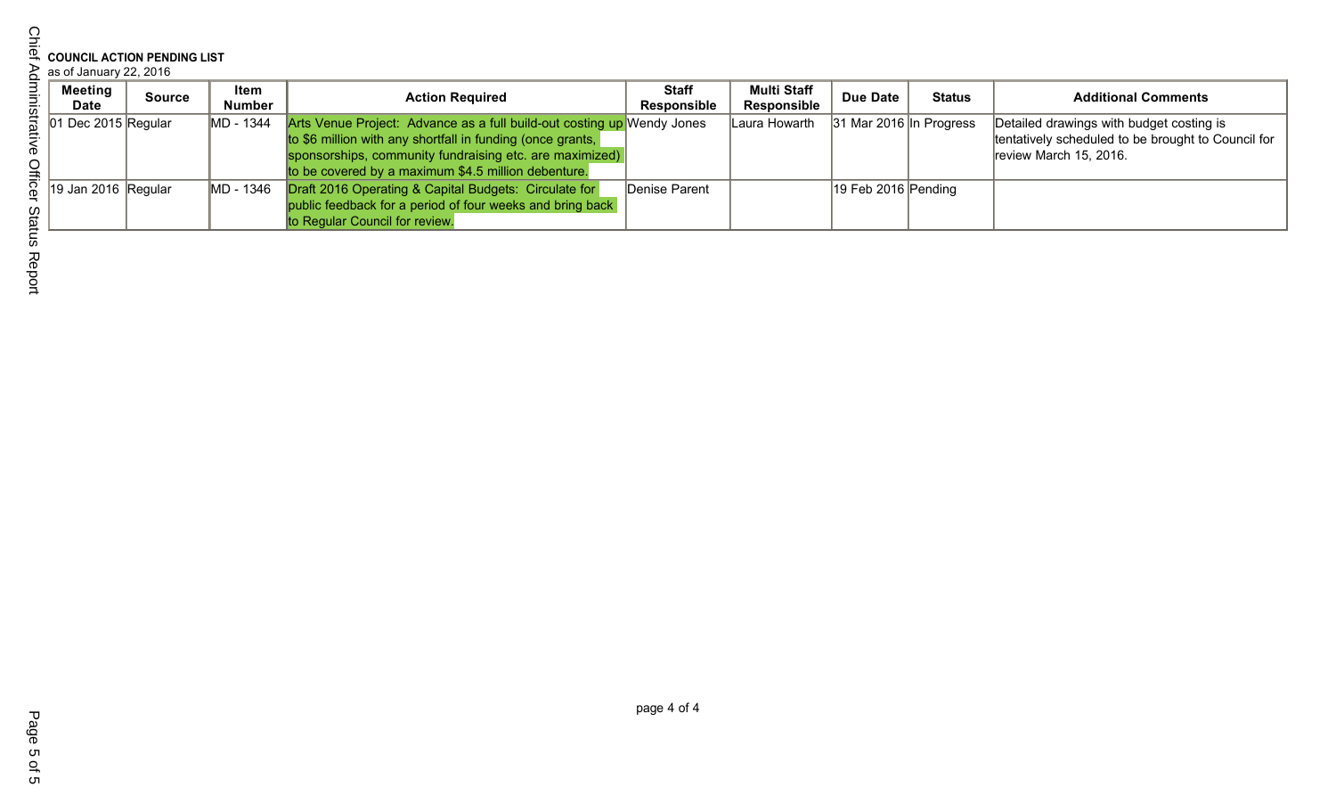**COUNCIL ACTION PENDING LIST**
as of January 22, 2016

| Meeting Date | Source | Item Number | Action Required | Staff Responsible | Multi Staff Responsible | Due Date | Status | Additional Comments |
|---|---|---|---|---|---|---|---|---|
| 01 Dec 2015 | Regular | MD - 1344 | Arts Venue Project: Advance as a full build-out costing up to $6 million with any shortfall in funding (once grants, sponsorships, community fundraising etc. are maximized) to be covered by a maximum $4.5 million debenture. | Wendy Jones | Laura Howarth | 31 Mar 2016 | In Progress | Detailed drawings with budget costing is tentatively scheduled to be brought to Council for review March 15, 2016. |
| 19 Jan 2016 | Regular | MD - 1346 | Draft 2016 Operating & Capital Budgets: Circulate for public feedback for a period of four weeks and bring back to Regular Council for review. | Denise Parent | | 19 Feb 2016 | Pending | |